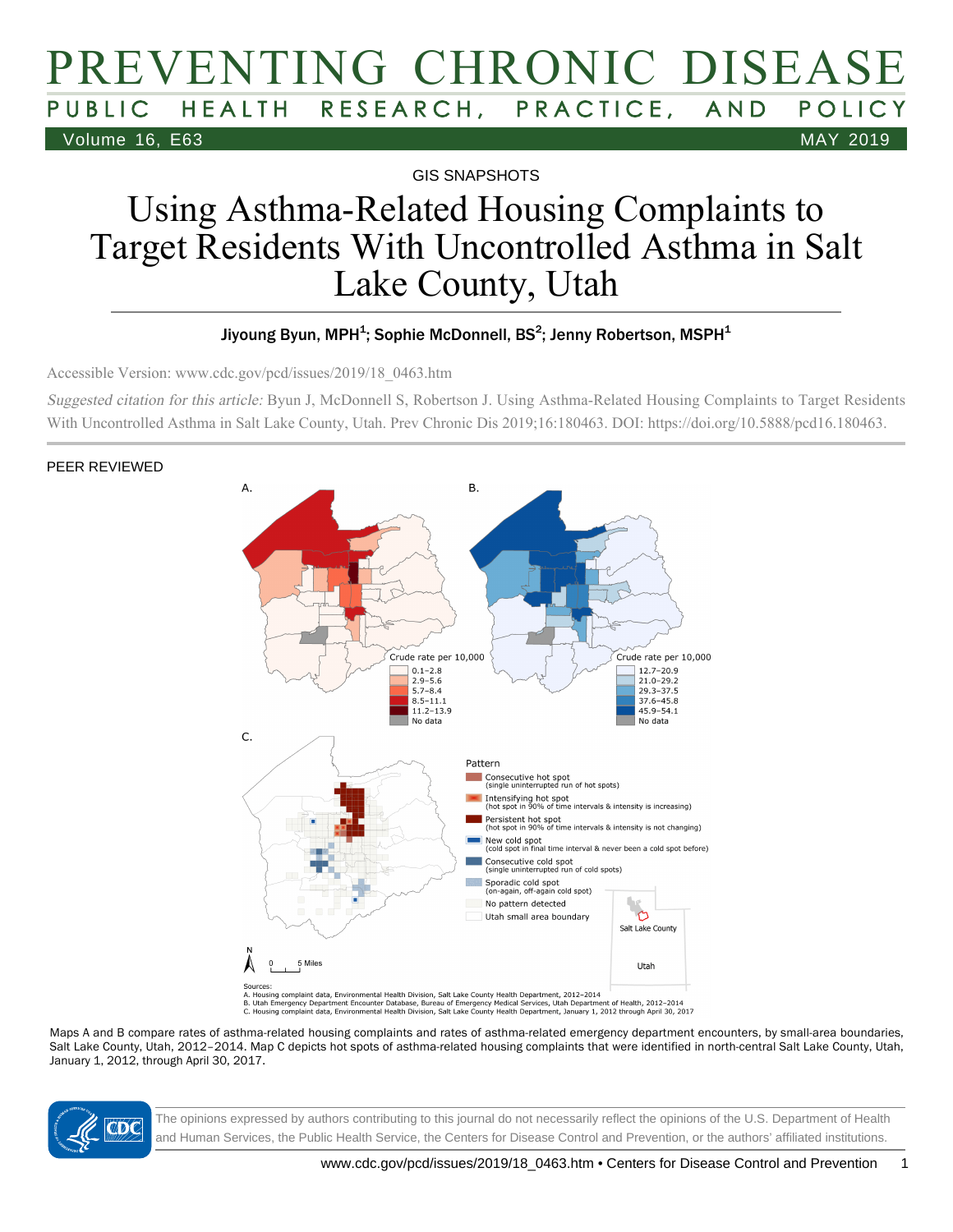# PREVENTING CHRONIC DISEASE

PUBLIC HEALTH RESEARCH, PRACTICE, AND POLICY

GIS SNAPSHOTS

# Using Asthma-Related Housing Complaints to Target Residents With Uncontrolled Asthma in Salt Lake County, Utah

**Jiyoung Byun, MPH[1]; Sophie McDonnell, BS[2]; Jenny Robertson, MSPH[1]**

Accessible Version: www.cdc.gov/pcd/issues/2019/18_0463.htm

*Suggested citation for this article:* Byun J, McDonnell S, Robertson J. Using Asthma-Related Housing Complaints to Target Residents With Uncontrolled Asthma in Salt Lake County, Utah. Prev Chronic Dis 2019;16:180463. DOI: https://doi.org/10.5888/pcd16.180463.

PEER REVIEWED

A.

Crude rate per 10,000
- 0.1–2.8
- 2.9–5.6
- 5.7–8.4
- 8.5–11.1
- 11.2–13.9
- No data

B.

Crude rate per 10,000
- 12.7–20.9
- 21.0–29.2
- 29.3–37.5
- 37.6–45.8
- 45.9–54.1
- No data

C.

Pattern
- Consecutive hot spot (single uninterrupted run of hot spots)
- Intensifying hot spot (hot spot in 90% of time intervals & intensity is increasing)
- Persistent hot spot (hot spot in 90% of time intervals & intensity is not changing)
- New cold spot (cold spot in final time interval & never been a cold spot before)
- Consecutive cold spot (single uninterrupted run of cold spots)
- Sporadic cold spot (on-again, off-again cold spot)
- No pattern detected
- Utah small area boundary

Salt Lake County

Utah

N

0 5 Miles

Sources:
A. Housing complaint data, Environmental Health Division, Salt Lake County Health Department, 2012–2014
B. Utah Emergency Department Encounter Database, Bureau of Emergency Medical Services, Utah Department of Health, 2012–2014
C. Housing complaint data, Environmental Health Division, Salt Lake County Health Department, January 1, 2012 through April 30, 2017

Maps A and B compare rates of asthma-related housing complaints and rates of asthma-related emergency department encounters, by small-area boundaries, Salt Lake County, Utah, 2012–2014. Map C depicts hot spots of asthma-related housing complaints that were identified in north-central Salt Lake County, Utah, January 1, 2012, through April 30, 2017.

The opinions expressed by authors contributing to this journal do not necessarily reflect the opinions of the U.S. Department of Health and Human Services, the Public Health Service, the Centers for Disease Control and Prevention, or the authors' affiliated institutions.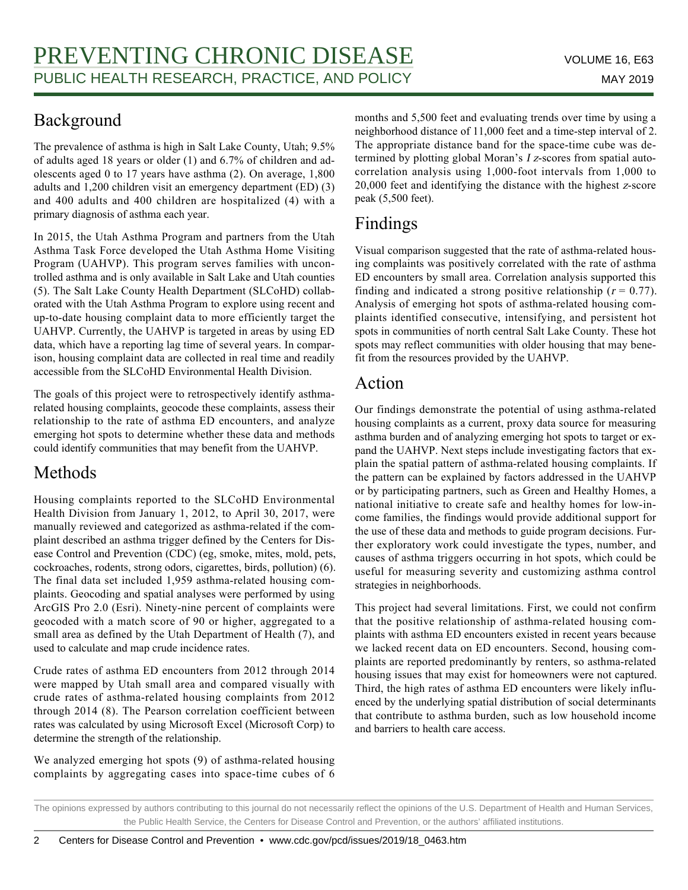## Background

The prevalence of asthma is high in Salt Lake County, Utah; 9.5% of adults aged 18 years or older (1) and 6.7% of children and adolescents aged 0 to 17 years have asthma (2). On average, 1,800 adults and 1,200 children visit an emergency department (ED) (3) and 400 adults and 400 children are hospitalized (4) with a primary diagnosis of asthma each year.

In 2015, the Utah Asthma Program and partners from the Utah Asthma Task Force developed the Utah Asthma Home Visiting Program (UAHVP). This program serves families with uncontrolled asthma and is only available in Salt Lake and Utah counties (5). The Salt Lake County Health Department (SLCoHD) collaborated with the Utah Asthma Program to explore using recent and up-to-date housing complaint data to more efficiently target the UAHVP. Currently, the UAHVP is targeted in areas by using ED data, which have a reporting lag time of several years. In comparison, housing complaint data are collected in real time and readily accessible from the SLCoHD Environmental Health Division.

The goals of this project were to retrospectively identify asthma-related housing complaints, geocode these complaints, assess their relationship to the rate of asthma ED encounters, and analyze emerging hot spots to determine whether these data and methods could identify communities that may benefit from the UAHVP.

## Methods

Housing complaints reported to the SLCoHD Environmental Health Division from January 1, 2012, to April 30, 2017, were manually reviewed and categorized as asthma-related if the complaint described an asthma trigger defined by the Centers for Disease Control and Prevention (CDC) (eg, smoke, mites, mold, pets, cockroaches, rodents, strong odors, cigarettes, birds, pollution) (6). The final data set included 1,959 asthma-related housing complaints. Geocoding and spatial analyses were performed by using ArcGIS Pro 2.0 (Esri). Ninety-nine percent of complaints were geocoded with a match score of 90 or higher, aggregated to a small area as defined by the Utah Department of Health (7), and used to calculate and map crude incidence rates.

Crude rates of asthma ED encounters from 2012 through 2014 were mapped by Utah small area and compared visually with crude rates of asthma-related housing complaints from 2012 through 2014 (8). The Pearson correlation coefficient between rates was calculated by using Microsoft Excel (Microsoft Corp) to determine the strength of the relationship.

We analyzed emerging hot spots (9) of asthma-related housing complaints by aggregating cases into space-time cubes of 6 months and 5,500 feet and evaluating trends over time by using a neighborhood distance of 11,000 feet and a time-step interval of 2. The appropriate distance band for the space-time cube was determined by plotting global Moran's *I* $z$-scores from spatial autocorrelation analysis using 1,000-foot intervals from 1,000 to 20,000 feet and identifying the distance with the highest $z$-score peak (5,500 feet).

## Findings

Visual comparison suggested that the rate of asthma-related housing complaints was positively correlated with the rate of asthma ED encounters by small area. Correlation analysis supported this finding and indicated a strong positive relationship ($r = 0.77$). Analysis of emerging hot spots of asthma-related housing complaints identified consecutive, intensifying, and persistent hot spots in communities of north central Salt Lake County. These hot spots may reflect communities with older housing that may benefit from the resources provided by the UAHVP.

## Action

Our findings demonstrate the potential of using asthma-related housing complaints as a current, proxy data source for measuring asthma burden and of analyzing emerging hot spots to target or expand the UAHVP. Next steps include investigating factors that explain the spatial pattern of asthma-related housing complaints. If the pattern can be explained by factors addressed in the UAHVP or by participating partners, such as Green and Healthy Homes, a national initiative to create safe and healthy homes for low-income families, the findings would provide additional support for the use of these data and methods to guide program decisions. Further exploratory work could investigate the types, number, and causes of asthma triggers occurring in hot spots, which could be useful for measuring severity and customizing asthma control strategies in neighborhoods.

This project had several limitations. First, we could not confirm that the positive relationship of asthma-related housing complaints with asthma ED encounters existed in recent years because we lacked recent data on ED encounters. Second, housing complaints are reported predominantly by renters, so asthma-related housing issues that may exist for homeowners were not captured. Third, the high rates of asthma ED encounters were likely influenced by the underlying spatial distribution of social determinants that contribute to asthma burden, such as low household income and barriers to health care access.

The opinions expressed by authors contributing to this journal do not necessarily reflect the opinions of the U.S. Department of Health and Human Services, the Public Health Service, the Centers for Disease Control and Prevention, or the authors' affiliated institutions.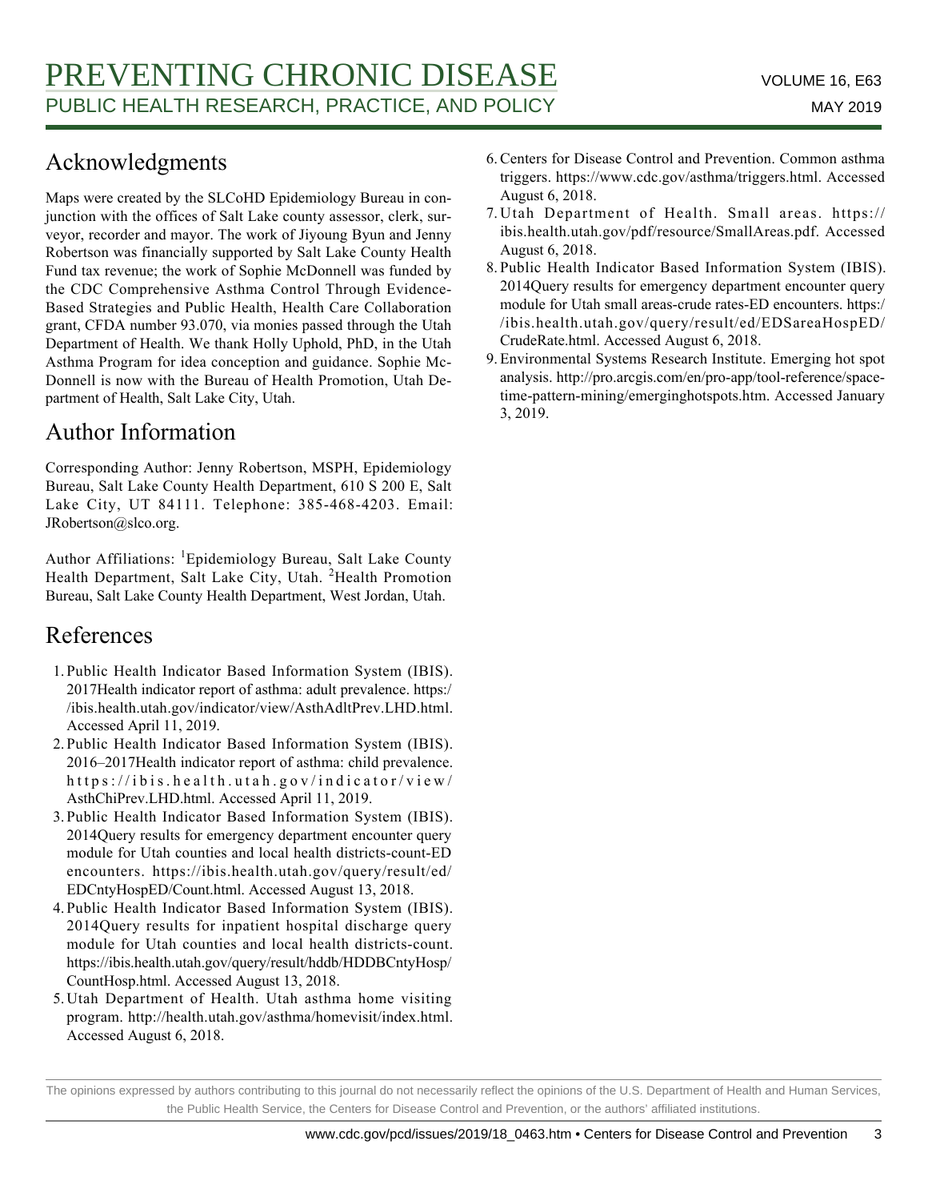## Acknowledgments

Maps were created by the SLCoHD Epidemiology Bureau in conjunction with the offices of Salt Lake county assessor, clerk, surveyor, recorder and mayor. The work of Jiyoung Byun and Jenny Robertson was financially supported by Salt Lake County Health Fund tax revenue; the work of Sophie McDonnell was funded by the CDC Comprehensive Asthma Control Through Evidence-Based Strategies and Public Health, Health Care Collaboration grant, CFDA number 93.070, via monies passed through the Utah Department of Health. We thank Holly Uphold, PhD, in the Utah Asthma Program for idea conception and guidance. Sophie McDonnell is now with the Bureau of Health Promotion, Utah Department of Health, Salt Lake City, Utah.

## Author Information

Corresponding Author: Jenny Robertson, MSPH, Epidemiology Bureau, Salt Lake County Health Department, 610 S 200 E, Salt Lake City, UT 84111. Telephone: 385-468-4203. Email: JRobertson@slco.org.

Author Affiliations: [1]Epidemiology Bureau, Salt Lake County Health Department, Salt Lake City, Utah. [2]Health Promotion Bureau, Salt Lake County Health Department, West Jordan, Utah.

## References

1. Public Health Indicator Based Information System (IBIS). 2017Health indicator report of asthma: adult prevalence. https://ibis.health.utah.gov/indicator/view/AsthAdltPrev.LHD.html. Accessed April 11, 2019.
2. Public Health Indicator Based Information System (IBIS). 2016–2017Health indicator report of asthma: child prevalence. https://ibis.health.utah.gov/indicator/view/AsthChiPrev.LHD.html. Accessed April 11, 2019.
3. Public Health Indicator Based Information System (IBIS). 2014Query results for emergency department encounter query module for Utah counties and local health districts-count-ED encounters. https://ibis.health.utah.gov/query/result/ed/EDCntyHospED/Count.html. Accessed August 13, 2018.
4. Public Health Indicator Based Information System (IBIS). 2014Query results for inpatient hospital discharge query module for Utah counties and local health districts-count. https://ibis.health.utah.gov/query/result/hddb/HDDBCntyHosp/CountHosp.html. Accessed August 13, 2018.
5. Utah Department of Health. Utah asthma home visiting program. http://health.utah.gov/asthma/homevisit/index.html. Accessed August 6, 2018.
6. Centers for Disease Control and Prevention. Common asthma triggers. https://www.cdc.gov/asthma/triggers.html. Accessed August 6, 2018.
7. Utah Department of Health. Small areas. https://ibis.health.utah.gov/pdf/resource/SmallAreas.pdf. Accessed August 6, 2018.
8. Public Health Indicator Based Information System (IBIS). 2014Query results for emergency department encounter query module for Utah small areas-crude rates-ED encounters. https://ibis.health.utah.gov/query/result/ed/EDSareaHospED/CrudeRate.html. Accessed August 6, 2018.
9. Environmental Systems Research Institute. Emerging hot spot analysis. http://pro.arcgis.com/en/pro-app/tool-reference/space-time-pattern-mining/emerginghotspots.htm. Accessed January 3, 2019.